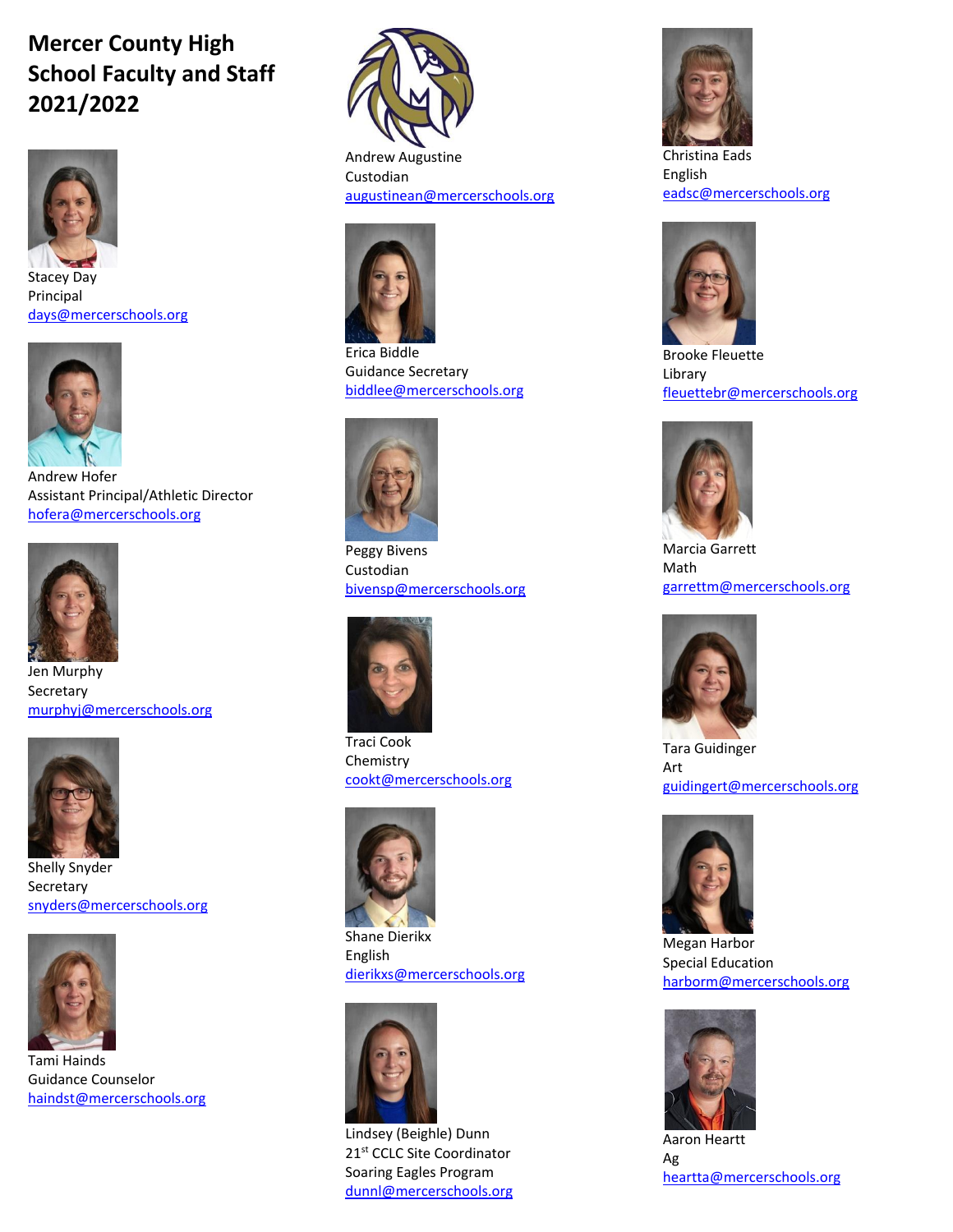# Mercer County High School Faculty and Staff 2021/2022

Stacey Day
Principal
days@mercerschools.org

Andrew Hofer
Assistant Principal/Athletic Director
hofera@mercerschools.org

Jen Murphy
Secretary
murphyj@mercerschools.org

Shelly Snyder
Secretary
snyders@mercerschools.org

Tami Hainds
Guidance Counselor
haindst@mercerschools.org

Andrew Augustine
Custodian
augustinean@mercerschools.org

Erica Biddle
Guidance Secretary
biddlee@mercerschools.org

Peggy Bivens
Custodian
bivensp@mercerschools.org

Traci Cook
Chemistry
cookt@mercerschools.org

Shane Dierikx
English
dierikxs@mercerschools.org

Lindsey (Beighle) Dunn
21st CCLC Site Coordinator
Soaring Eagles Program
dunnl@mercerschools.org

Christina Eads
English
eadsc@mercerschools.org

Brooke Fleuette
Library
fleuettebr@mercerschools.org

Marcia Garrett
Math
garrettm@mercerschools.org

Tara Guidinger
Art
guidingert@mercerschools.org

Megan Harbor
Special Education
harborm@mercerschools.org

Aaron Heartt
Ag
heartta@mercerschools.org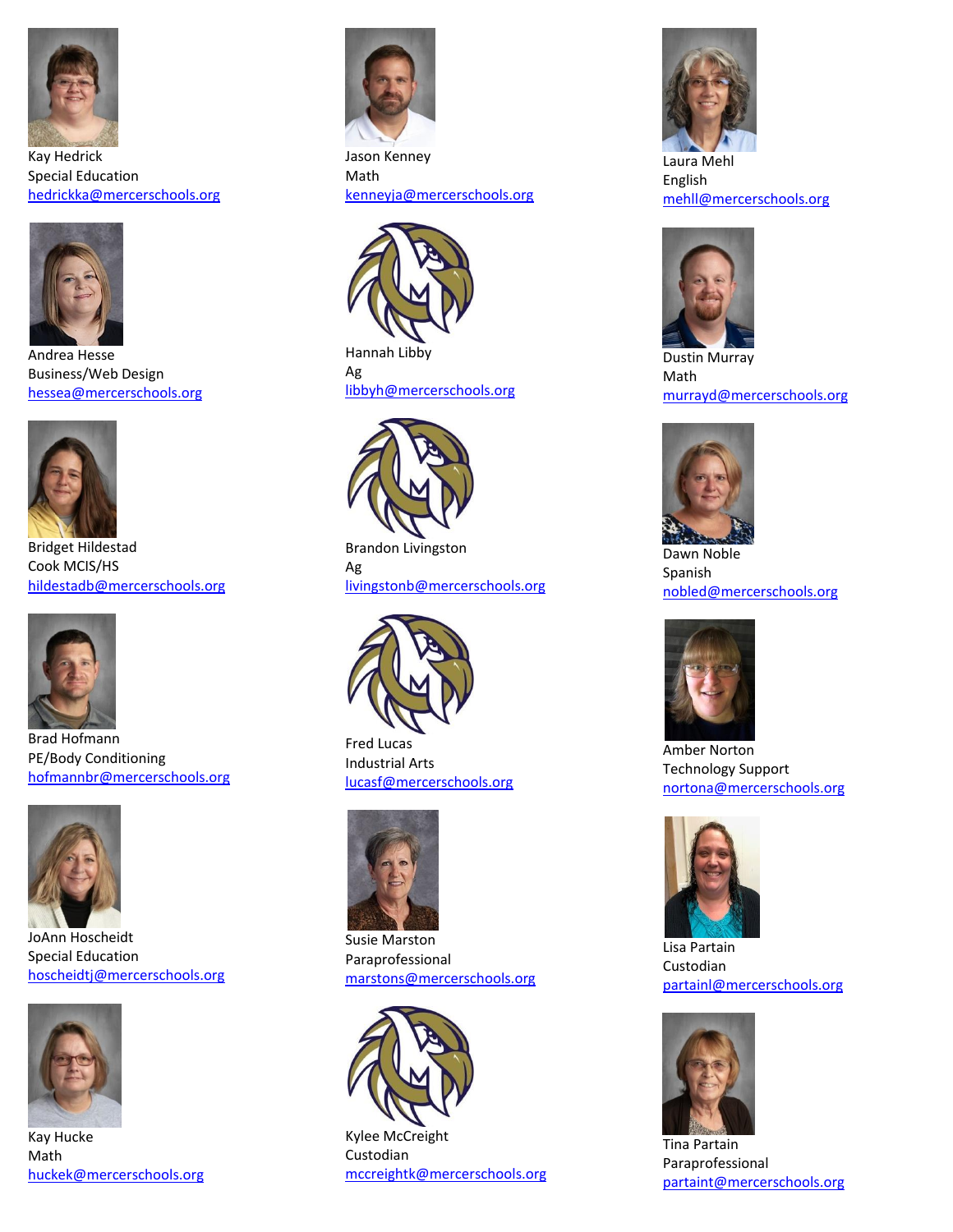Kay Hedrick
Special Education
hedrickka@mercerschools.org

Andrea Hesse
Business/Web Design
hessea@mercerschools.org

Bridget Hildestad
Cook MCIS/HS
hildestadb@mercerschools.org

Brad Hofmann
PE/Body Conditioning
hofmannbr@mercerschools.org

JoAnn Hoscheidt
Special Education
hoscheidtj@mercerschools.org

Kay Hucke
Math
huckek@mercerschools.org

Jason Kenney
Math
kenneyja@mercerschools.org

Hannah Libby
Ag
libbyh@mercerschools.org

Brandon Livingston
Ag
livingstonb@mercerschools.org

Fred Lucas
Industrial Arts
lucasf@mercerschools.org

Susie Marston
Paraprofessional
marstons@mercerschools.org

Kylee McCreight
Custodian
mccreightk@mercerschools.org

Laura Mehl
English
mehll@mercerschools.org

Dustin Murray
Math
murrayd@mercerschools.org

Dawn Noble
Spanish
nobled@mercerschools.org

Amber Norton
Technology Support
nortona@mercerschools.org

Lisa Partain
Custodian
partainl@mercerschools.org

Tina Partain
Paraprofessional
partaint@mercerschools.org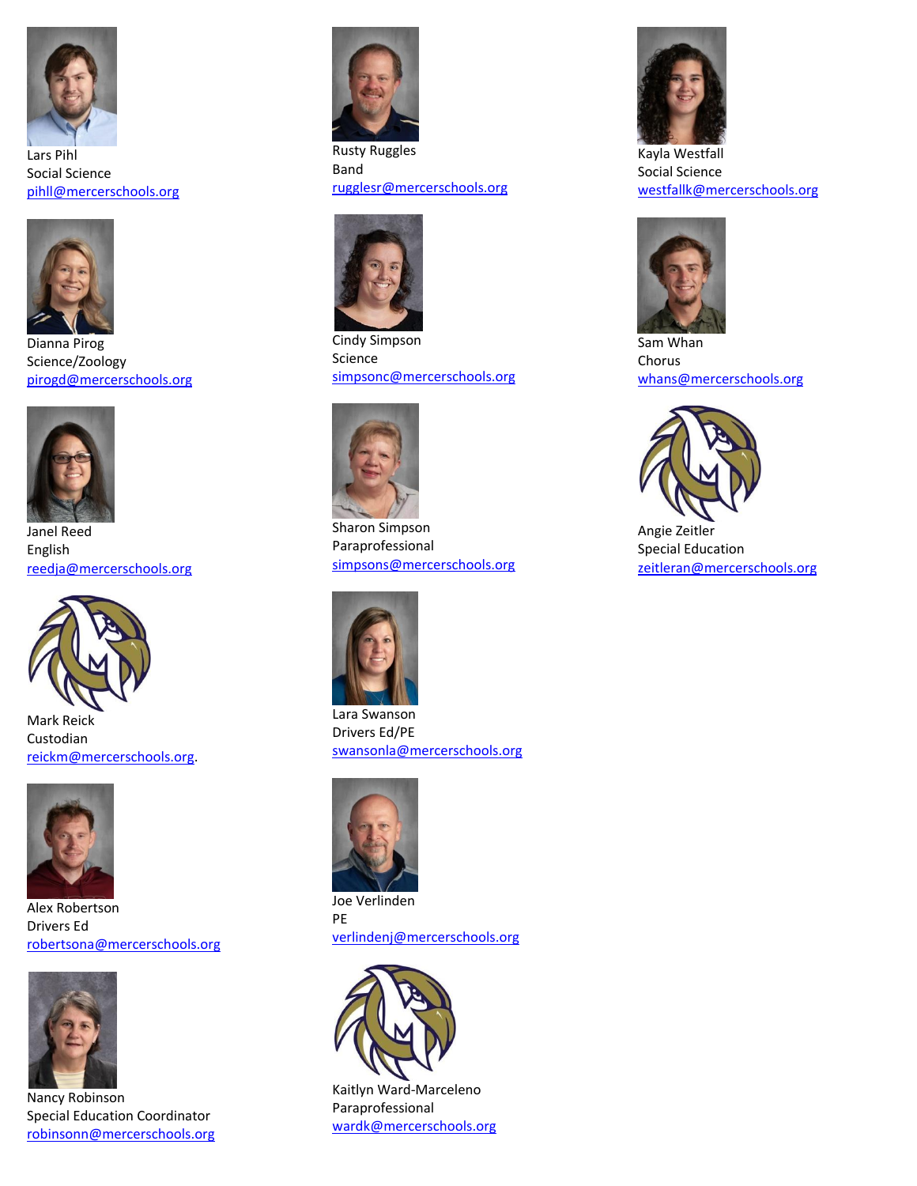Lars Pihl
Social Science
pihll@mercerschools.org

Dianna Pirog
Science/Zoology
pirogd@mercerschools.org

Janel Reed
English
reedja@mercerschools.org

Mark Reick
Custodian
reickm@mercerschools.org.

Alex Robertson
Drivers Ed
robertsona@mercerschools.org

Nancy Robinson
Special Education Coordinator
robinsonn@mercerschools.org

Rusty Ruggles
Band
rugglesr@mercerschools.org

Cindy Simpson
Science
simpsonc@mercerschools.org

Sharon Simpson
Paraprofessional
simpsons@mercerschools.org

Lara Swanson
Drivers Ed/PE
swansonla@mercerschools.org

Joe Verlinden
PE
verlindenj@mercerschools.org

Kaitlyn Ward-Marceleno
Paraprofessional
wardk@mercerschools.org

Kayla Westfall
Social Science
westfallk@mercerschools.org

Sam Whan
Chorus
whans@mercerschools.org

Angie Zeitler
Special Education
zeitleran@mercerschools.org